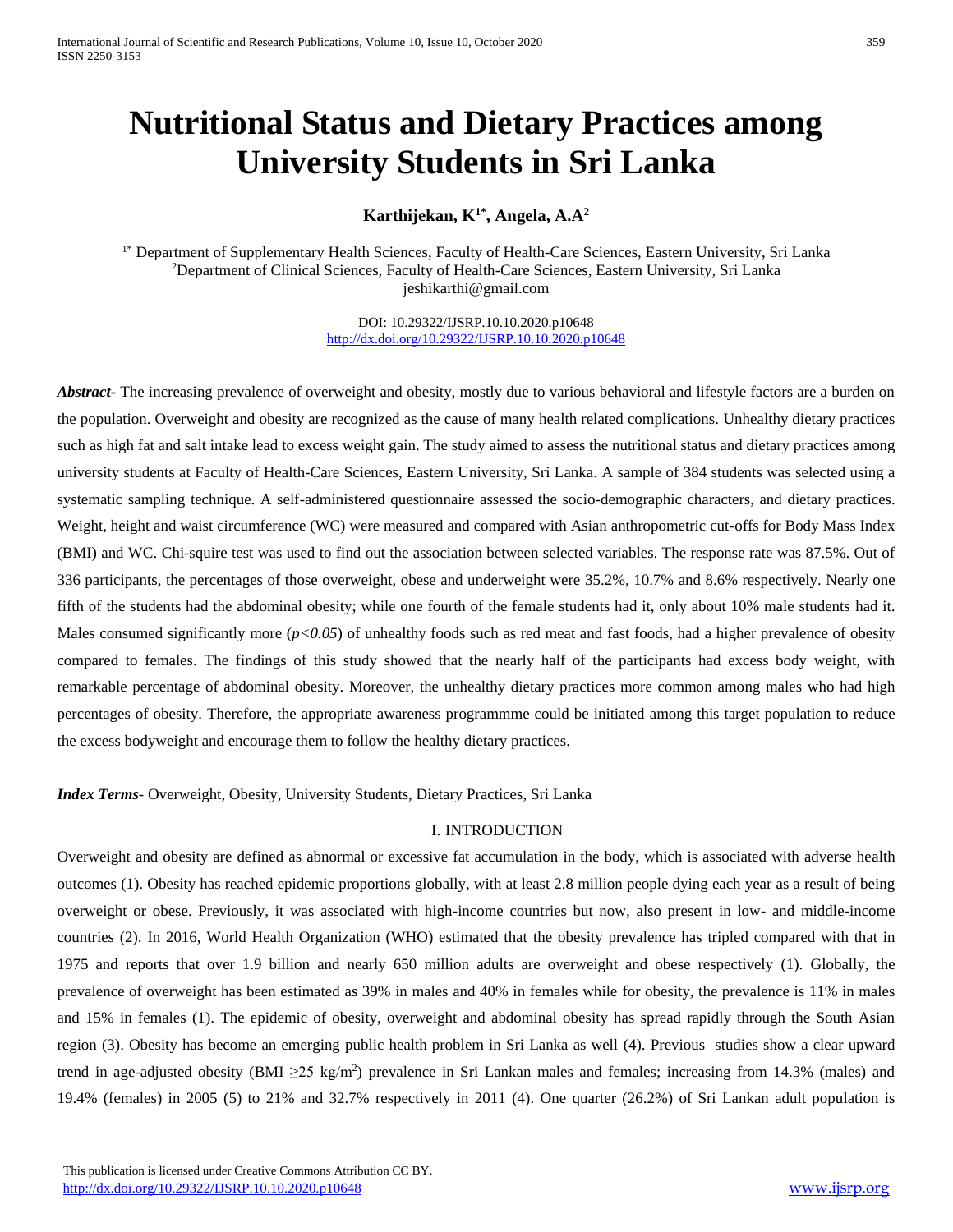# Nutritional Status and Dietary Practices among University Students in Sri Lanka

**Karthijekan, K[1*], Angela, A.A[2]**

[1*] Department of Supplementary Health Sciences, Faculty of Health-Care Sciences, Eastern University, Sri Lanka
[2]Department of Clinical Sciences, Faculty of Health-Care Sciences, Eastern University, Sri Lanka
jeshikarthi@gmail.com

DOI: 10.29322/IJSRP.10.10.2020.p10648
http://dx.doi.org/10.29322/IJSRP.10.10.2020.p10648

***Abstract*-** The increasing prevalence of overweight and obesity, mostly due to various behavioral and lifestyle factors are a burden on the population. Overweight and obesity are recognized as the cause of many health related complications. Unhealthy dietary practices such as high fat and salt intake lead to excess weight gain. The study aimed to assess the nutritional status and dietary practices among university students at Faculty of Health-Care Sciences, Eastern University, Sri Lanka. A sample of 384 students was selected using a systematic sampling technique. A self-administered questionnaire assessed the socio-demographic characters, and dietary practices. Weight, height and waist circumference (WC) were measured and compared with Asian anthropometric cut-offs for Body Mass Index (BMI) and WC. Chi-squire test was used to find out the association between selected variables. The response rate was 87.5%. Out of 336 participants, the percentages of those overweight, obese and underweight were 35.2%, 10.7% and 8.6% respectively. Nearly one fifth of the students had the abdominal obesity; while one fourth of the female students had it, only about 10% male students had it. Males consumed significantly more ($p<0.05$) of unhealthy foods such as red meat and fast foods, had a higher prevalence of obesity compared to females. The findings of this study showed that the nearly half of the participants had excess body weight, with remarkable percentage of abdominal obesity. Moreover, the unhealthy dietary practices more common among males who had high percentages of obesity. Therefore, the appropriate awareness programmme could be initiated among this target population to reduce the excess bodyweight and encourage them to follow the healthy dietary practices.

***Index Terms*-** Overweight, Obesity, University Students, Dietary Practices, Sri Lanka

## I. INTRODUCTION

Overweight and obesity are defined as abnormal or excessive fat accumulation in the body, which is associated with adverse health outcomes (1). Obesity has reached epidemic proportions globally, with at least 2.8 million people dying each year as a result of being overweight or obese. Previously, it was associated with high-income countries but now, also present in low- and middle-income countries (2). In 2016, World Health Organization (WHO) estimated that the obesity prevalence has tripled compared with that in 1975 and reports that over 1.9 billion and nearly 650 million adults are overweight and obese respectively (1). Globally, the prevalence of overweight has been estimated as 39% in males and 40% in females while for obesity, the prevalence is 11% in males and 15% in females (1). The epidemic of obesity, overweight and abdominal obesity has spread rapidly through the South Asian region (3). Obesity has become an emerging public health problem in Sri Lanka as well (4). Previous studies show a clear upward trend in age-adjusted obesity (BMI $\geq$25 kg/m$^2$) prevalence in Sri Lankan males and females; increasing from 14.3% (males) and 19.4% (females) in 2005 (5) to 21% and 32.7% respectively in 2011 (4). One quarter (26.2%) of Sri Lankan adult population is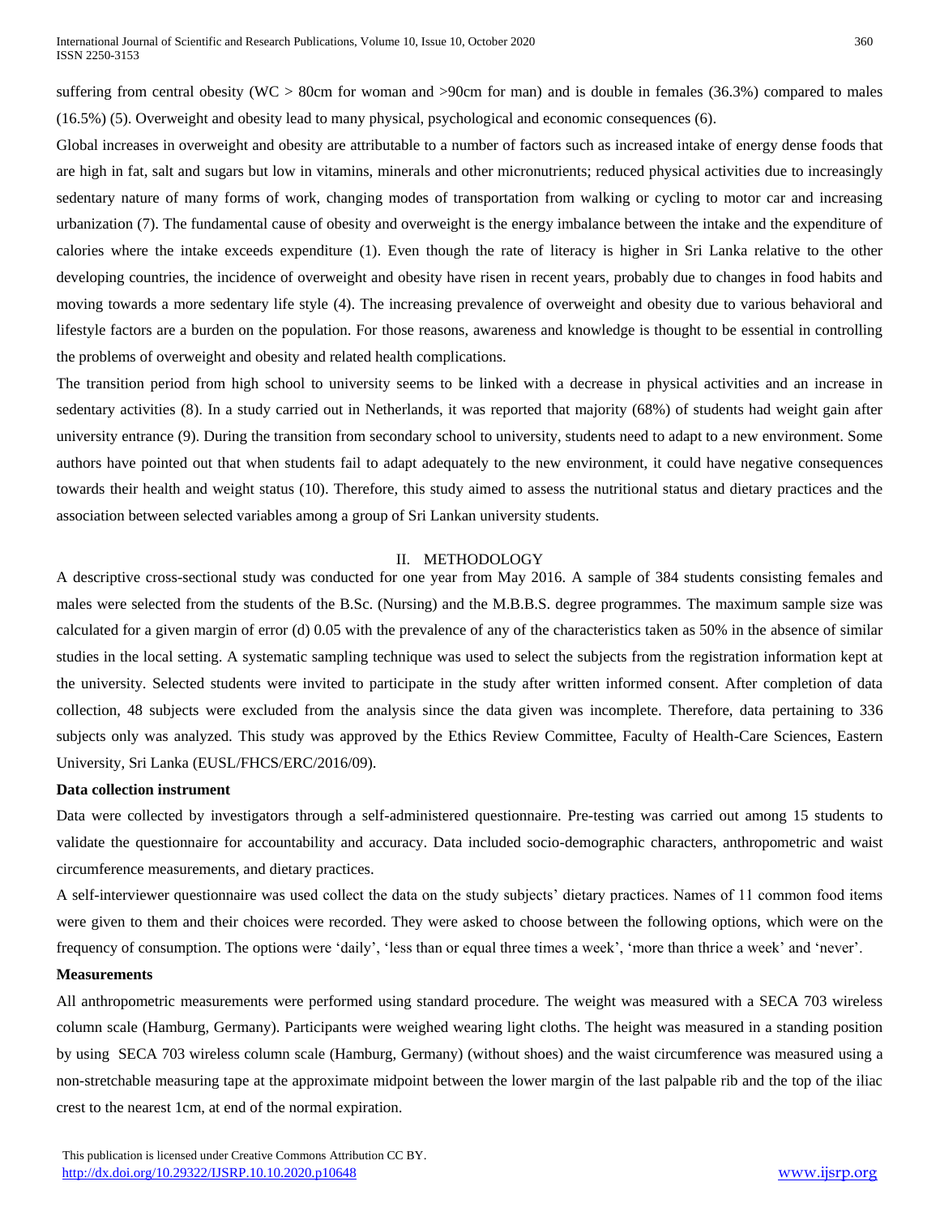suffering from central obesity (WC > 80cm for woman and >90cm for man) and is double in females (36.3%) compared to males (16.5%) (5). Overweight and obesity lead to many physical, psychological and economic consequences (6).

Global increases in overweight and obesity are attributable to a number of factors such as increased intake of energy dense foods that are high in fat, salt and sugars but low in vitamins, minerals and other micronutrients; reduced physical activities due to increasingly sedentary nature of many forms of work, changing modes of transportation from walking or cycling to motor car and increasing urbanization (7). The fundamental cause of obesity and overweight is the energy imbalance between the intake and the expenditure of calories where the intake exceeds expenditure (1). Even though the rate of literacy is higher in Sri Lanka relative to the other developing countries, the incidence of overweight and obesity have risen in recent years, probably due to changes in food habits and moving towards a more sedentary life style (4). The increasing prevalence of overweight and obesity due to various behavioral and lifestyle factors are a burden on the population. For those reasons, awareness and knowledge is thought to be essential in controlling the problems of overweight and obesity and related health complications.

The transition period from high school to university seems to be linked with a decrease in physical activities and an increase in sedentary activities (8). In a study carried out in Netherlands, it was reported that majority (68%) of students had weight gain after university entrance (9). During the transition from secondary school to university, students need to adapt to a new environment. Some authors have pointed out that when students fail to adapt adequately to the new environment, it could have negative consequences towards their health and weight status (10). Therefore, this study aimed to assess the nutritional status and dietary practices and the association between selected variables among a group of Sri Lankan university students.

## II. METHODOLOGY

A descriptive cross-sectional study was conducted for one year from May 2016. A sample of 384 students consisting females and males were selected from the students of the B.Sc. (Nursing) and the M.B.B.S. degree programmes. The maximum sample size was calculated for a given margin of error (d) 0.05 with the prevalence of any of the characteristics taken as 50% in the absence of similar studies in the local setting. A systematic sampling technique was used to select the subjects from the registration information kept at the university. Selected students were invited to participate in the study after written informed consent. After completion of data collection, 48 subjects were excluded from the analysis since the data given was incomplete. Therefore, data pertaining to 336 subjects only was analyzed. This study was approved by the Ethics Review Committee, Faculty of Health-Care Sciences, Eastern University, Sri Lanka (EUSL/FHCS/ERC/2016/09).

### Data collection instrument

Data were collected by investigators through a self-administered questionnaire. Pre-testing was carried out among 15 students to validate the questionnaire for accountability and accuracy. Data included socio-demographic characters, anthropometric and waist circumference measurements, and dietary practices.

A self-interviewer questionnaire was used collect the data on the study subjects' dietary practices. Names of 11 common food items were given to them and their choices were recorded. They were asked to choose between the following options, which were on the frequency of consumption. The options were 'daily', 'less than or equal three times a week', 'more than thrice a week' and 'never'.

### Measurements

All anthropometric measurements were performed using standard procedure. The weight was measured with a SECA 703 wireless column scale (Hamburg, Germany). Participants were weighed wearing light cloths. The height was measured in a standing position by using SECA 703 wireless column scale (Hamburg, Germany) (without shoes) and the waist circumference was measured using a non-stretchable measuring tape at the approximate midpoint between the lower margin of the last palpable rib and the top of the iliac crest to the nearest 1cm, at end of the normal expiration.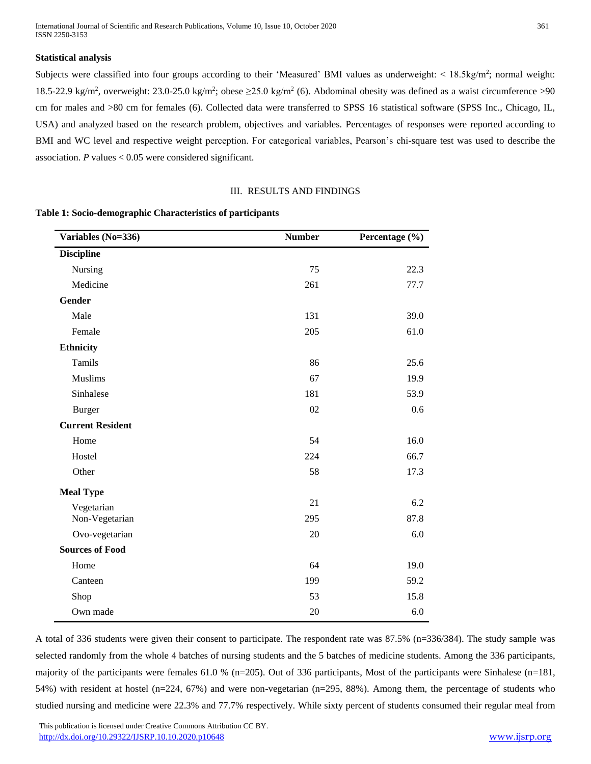### Statistical analysis

Subjects were classified into four groups according to their 'Measured' BMI values as underweight: < 18.5kg/m$^2$; normal weight: 18.5-22.9 kg/m$^2$, overweight: 23.0-25.0 kg/m$^2$; obese ≥25.0 kg/m$^2$ (6). Abdominal obesity was defined as a waist circumference >90 cm for males and >80 cm for females (6). Collected data were transferred to SPSS 16 statistical software (SPSS Inc., Chicago, IL, USA) and analyzed based on the research problem, objectives and variables. Percentages of responses were reported according to BMI and WC level and respective weight perception. For categorical variables, Pearson's chi-square test was used to describe the association. *P* values < 0.05 were considered significant.

## III. RESULTS AND FINDINGS

**Table 1: Socio-demographic Characteristics of participants**

| Variables (No=336) | Number | Percentage (%) |
|---|---|---|
| **Discipline** | | |
| Nursing | 75 | 22.3 |
| Medicine | 261 | 77.7 |
| **Gender** | | |
| Male | 131 | 39.0 |
| Female | 205 | 61.0 |
| **Ethnicity** | | |
| Tamils | 86 | 25.6 |
| Muslims | 67 | 19.9 |
| Sinhalese | 181 | 53.9 |
| Burger | 02 | 0.6 |
| **Current Resident** | | |
| Home | 54 | 16.0 |
| Hostel | 224 | 66.7 |
| Other | 58 | 17.3 |
| **Meal Type** | | |
| Vegetarian | 21 | 6.2 |
| Non-Vegetarian | 295 | 87.8 |
| Ovo-vegetarian | 20 | 6.0 |
| **Sources of Food** | | |
| Home | 64 | 19.0 |
| Canteen | 199 | 59.2 |
| Shop | 53 | 15.8 |
| Own made | 20 | 6.0 |

A total of 336 students were given their consent to participate. The respondent rate was 87.5% (n=336/384). The study sample was selected randomly from the whole 4 batches of nursing students and the 5 batches of medicine students. Among the 336 participants, majority of the participants were females 61.0 % (n=205). Out of 336 participants, Most of the participants were Sinhalese (n=181, 54%) with resident at hostel (n=224, 67%) and were non-vegetarian (n=295, 88%). Among them, the percentage of students who studied nursing and medicine were 22.3% and 77.7% respectively. While sixty percent of students consumed their regular meal from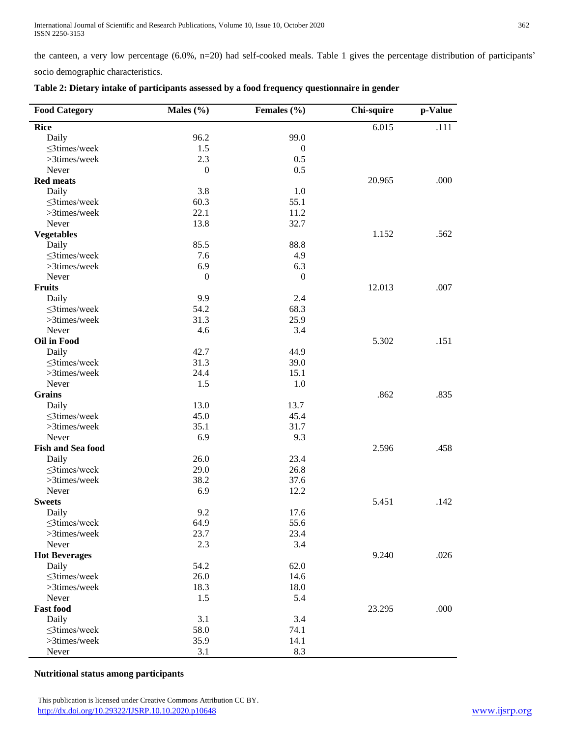the canteen, a very low percentage (6.0%, n=20) had self-cooked meals. Table 1 gives the percentage distribution of participants' socio demographic characteristics.

**Table 2: Dietary intake of participants assessed by a food frequency questionnaire in gender**

| Food Category | Males (%) | Females (%) | Chi-squire | p-Value |
|---|---|---|---|---|
| **Rice** | | | 6.015 | .111 |
| Daily | 96.2 | 99.0 | | |
| ≤3times/week | 1.5 | 0 | | |
| >3times/week | 2.3 | 0.5 | | |
| Never | 0 | 0.5 | | |
| **Red meats** | | | 20.965 | .000 |
| Daily | 3.8 | 1.0 | | |
| ≤3times/week | 60.3 | 55.1 | | |
| >3times/week | 22.1 | 11.2 | | |
| Never | 13.8 | 32.7 | | |
| **Vegetables** | | | 1.152 | .562 |
| Daily | 85.5 | 88.8 | | |
| ≤3times/week | 7.6 | 4.9 | | |
| >3times/week | 6.9 | 6.3 | | |
| Never | 0 | 0 | | |
| **Fruits** | | | 12.013 | .007 |
| Daily | 9.9 | 2.4 | | |
| ≤3times/week | 54.2 | 68.3 | | |
| >3times/week | 31.3 | 25.9 | | |
| Never | 4.6 | 3.4 | | |
| **Oil in Food** | | | 5.302 | .151 |
| Daily | 42.7 | 44.9 | | |
| ≤3times/week | 31.3 | 39.0 | | |
| >3times/week | 24.4 | 15.1 | | |
| Never | 1.5 | 1.0 | | |
| **Grains** | | | .862 | .835 |
| Daily | 13.0 | 13.7 | | |
| ≤3times/week | 45.0 | 45.4 | | |
| >3times/week | 35.1 | 31.7 | | |
| Never | 6.9 | 9.3 | | |
| **Fish and Sea food** | | | 2.596 | .458 |
| Daily | 26.0 | 23.4 | | |
| ≤3times/week | 29.0 | 26.8 | | |
| >3times/week | 38.2 | 37.6 | | |
| Never | 6.9 | 12.2 | | |
| **Sweets** | | | 5.451 | .142 |
| Daily | 9.2 | 17.6 | | |
| ≤3times/week | 64.9 | 55.6 | | |
| >3times/week | 23.7 | 23.4 | | |
| Never | 2.3 | 3.4 | | |
| **Hot Beverages** | | | 9.240 | .026 |
| Daily | 54.2 | 62.0 | | |
| ≤3times/week | 26.0 | 14.6 | | |
| >3times/week | 18.3 | 18.0 | | |
| Never | 1.5 | 5.4 | | |
| **Fast food** | | | 23.295 | .000 |
| Daily | 3.1 | 3.4 | | |
| ≤3times/week | 58.0 | 74.1 | | |
| >3times/week | 35.9 | 14.1 | | |
| Never | 3.1 | 8.3 | | |

**Nutritional status among participants**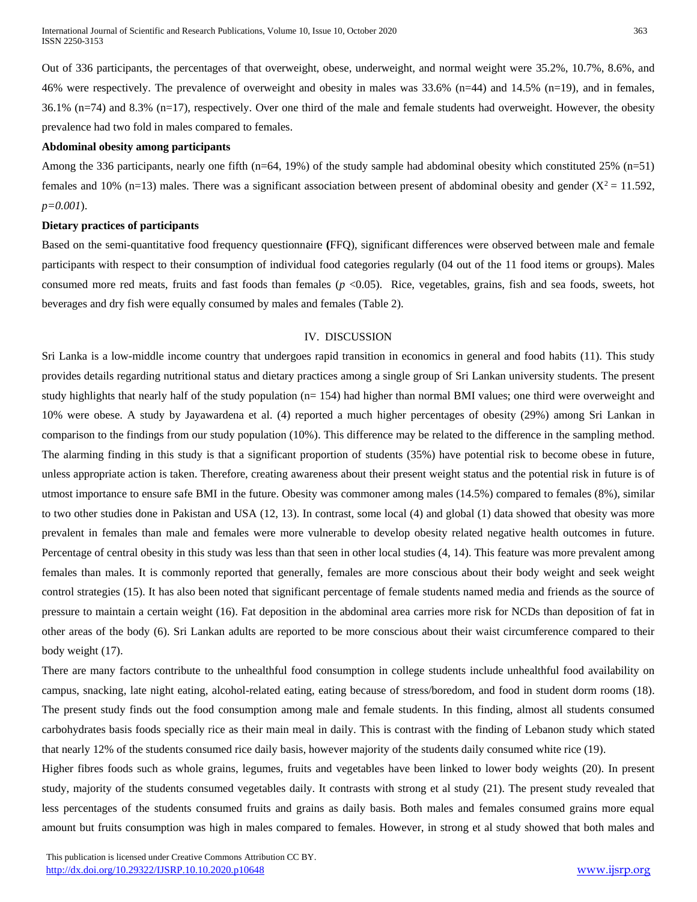Out of 336 participants, the percentages of that overweight, obese, underweight, and normal weight were 35.2%, 10.7%, 8.6%, and 46% were respectively. The prevalence of overweight and obesity in males was 33.6% (n=44) and 14.5% (n=19), and in females, 36.1% (n=74) and 8.3% (n=17), respectively. Over one third of the male and female students had overweight. However, the obesity prevalence had two fold in males compared to females.

**Abdominal obesity among participants**

Among the 336 participants, nearly one fifth (n=64, 19%) of the study sample had abdominal obesity which constituted 25% (n=51) females and 10% (n=13) males. There was a significant association between present of abdominal obesity and gender ($X^2 = 11.592$, *p=0.001*).

**Dietary practices of participants**

Based on the semi-quantitative food frequency questionnaire **(**FFQ), significant differences were observed between male and female participants with respect to their consumption of individual food categories regularly (04 out of the 11 food items or groups). Males consumed more red meats, fruits and fast foods than females ($p < 0.05$). Rice, vegetables, grains, fish and sea foods, sweets, hot beverages and dry fish were equally consumed by males and females (Table 2).

## IV. DISCUSSION

Sri Lanka is a low-middle income country that undergoes rapid transition in economics in general and food habits (11). This study provides details regarding nutritional status and dietary practices among a single group of Sri Lankan university students. The present study highlights that nearly half of the study population (n= 154) had higher than normal BMI values; one third were overweight and 10% were obese. A study by Jayawardena et al. (4) reported a much higher percentages of obesity (29%) among Sri Lankan in comparison to the findings from our study population (10%). This difference may be related to the difference in the sampling method. The alarming finding in this study is that a significant proportion of students (35%) have potential risk to become obese in future, unless appropriate action is taken. Therefore, creating awareness about their present weight status and the potential risk in future is of utmost importance to ensure safe BMI in the future. Obesity was commoner among males (14.5%) compared to females (8%), similar to two other studies done in Pakistan and USA (12, 13). In contrast, some local (4) and global (1) data showed that obesity was more prevalent in females than male and females were more vulnerable to develop obesity related negative health outcomes in future. Percentage of central obesity in this study was less than that seen in other local studies (4, 14). This feature was more prevalent among females than males. It is commonly reported that generally, females are more conscious about their body weight and seek weight control strategies (15). It has also been noted that significant percentage of female students named media and friends as the source of pressure to maintain a certain weight (16). Fat deposition in the abdominal area carries more risk for NCDs than deposition of fat in other areas of the body (6). Sri Lankan adults are reported to be more conscious about their waist circumference compared to their body weight (17).

There are many factors contribute to the unhealthful food consumption in college students include unhealthful food availability on campus, snacking, late night eating, alcohol-related eating, eating because of stress/boredom, and food in student dorm rooms (18). The present study finds out the food consumption among male and female students. In this finding, almost all students consumed carbohydrates basis foods specially rice as their main meal in daily. This is contrast with the finding of Lebanon study which stated that nearly 12% of the students consumed rice daily basis, however majority of the students daily consumed white rice (19).

Higher fibres foods such as whole grains, legumes, fruits and vegetables have been linked to lower body weights (20). In present study, majority of the students consumed vegetables daily. It contrasts with strong et al study (21). The present study revealed that less percentages of the students consumed fruits and grains as daily basis. Both males and females consumed grains more equal amount but fruits consumption was high in males compared to females. However, in strong et al study showed that both males and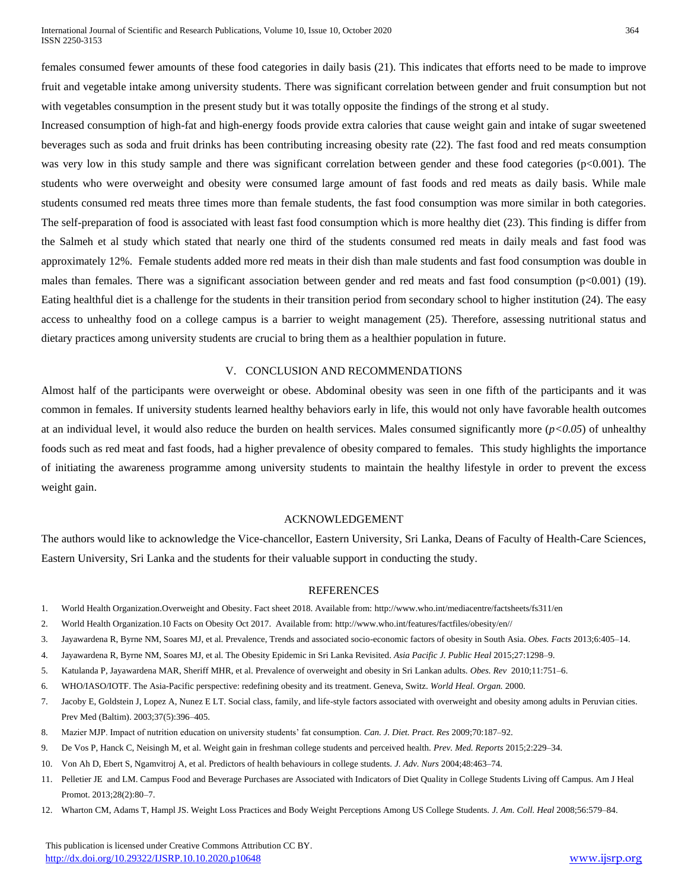females consumed fewer amounts of these food categories in daily basis (21). This indicates that efforts need to be made to improve fruit and vegetable intake among university students. There was significant correlation between gender and fruit consumption but not with vegetables consumption in the present study but it was totally opposite the findings of the strong et al study.

Increased consumption of high-fat and high-energy foods provide extra calories that cause weight gain and intake of sugar sweetened beverages such as soda and fruit drinks has been contributing increasing obesity rate (22). The fast food and red meats consumption was very low in this study sample and there was significant correlation between gender and these food categories ($p<0.001$). The students who were overweight and obesity were consumed large amount of fast foods and red meats as daily basis. While male students consumed red meats three times more than female students, the fast food consumption was more similar in both categories. The self-preparation of food is associated with least fast food consumption which is more healthy diet (23). This finding is differ from the Salmeh et al study which stated that nearly one third of the students consumed red meats in daily meals and fast food was approximately 12%. Female students added more red meats in their dish than male students and fast food consumption was double in males than females. There was a significant association between gender and red meats and fast food consumption ($p<0.001$) (19). Eating healthful diet is a challenge for the students in their transition period from secondary school to higher institution (24). The easy access to unhealthy food on a college campus is a barrier to weight management (25). Therefore, assessing nutritional status and dietary practices among university students are crucial to bring them as a healthier population in future.

## V. CONCLUSION AND RECOMMENDATIONS

Almost half of the participants were overweight or obese. Abdominal obesity was seen in one fifth of the participants and it was common in females. If university students learned healthy behaviors early in life, this would not only have favorable health outcomes at an individual level, it would also reduce the burden on health services. Males consumed significantly more ($p<0.05$) of unhealthy foods such as red meat and fast foods, had a higher prevalence of obesity compared to females. This study highlights the importance of initiating the awareness programme among university students to maintain the healthy lifestyle in order to prevent the excess weight gain.

## ACKNOWLEDGEMENT

The authors would like to acknowledge the Vice-chancellor, Eastern University, Sri Lanka, Deans of Faculty of Health-Care Sciences, Eastern University, Sri Lanka and the students for their valuable support in conducting the study.

## REFERENCES

1. World Health Organization.Overweight and Obesity. Fact sheet 2018. Available from: http://www.who.int/mediacentre/factsheets/fs311/en
2. World Health Organization.10 Facts on Obesity Oct 2017. Available from: http://www.who.int/features/factfiles/obesity/en//
3. Jayawardena R, Byrne NM, Soares MJ, et al. Prevalence, Trends and associated socio-economic factors of obesity in South Asia. *Obes. Facts* 2013;6:405–14.
4. Jayawardena R, Byrne NM, Soares MJ, et al. The Obesity Epidemic in Sri Lanka Revisited. *Asia Pacific J. Public Heal* 2015;27:1298–9.
5. Katulanda P, Jayawardena MAR, Sheriff MHR, et al. Prevalence of overweight and obesity in Sri Lankan adults. *Obes. Rev* 2010;11:751–6.
6. WHO/IASO/IOTF. The Asia-Pacific perspective: redefining obesity and its treatment. Geneva, Switz. *World Heal. Organ.* 2000.
7. Jacoby E, Goldstein J, Lopez A, Nunez E LT. Social class, family, and life-style factors associated with overweight and obesity among adults in Peruvian cities. Prev Med (Baltim). 2003;37(5):396–405.
8. Mazier MJP. Impact of nutrition education on university students' fat consumption. *Can. J. Diet. Pract. Res* 2009;70:187–92.
9. De Vos P, Hanck C, Neisingh M, et al. Weight gain in freshman college students and perceived health. *Prev. Med. Reports* 2015;2:229–34.
10. Von Ah D, Ebert S, Ngamvitroj A, et al. Predictors of health behaviours in college students. *J. Adv. Nurs* 2004;48:463–74.
11. Pelletier JE and LM. Campus Food and Beverage Purchases are Associated with Indicators of Diet Quality in College Students Living off Campus. Am J Heal Promot. 2013;28(2):80–7.
12. Wharton CM, Adams T, Hampl JS. Weight Loss Practices and Body Weight Perceptions Among US College Students. *J. Am. Coll. Heal* 2008;56:579–84.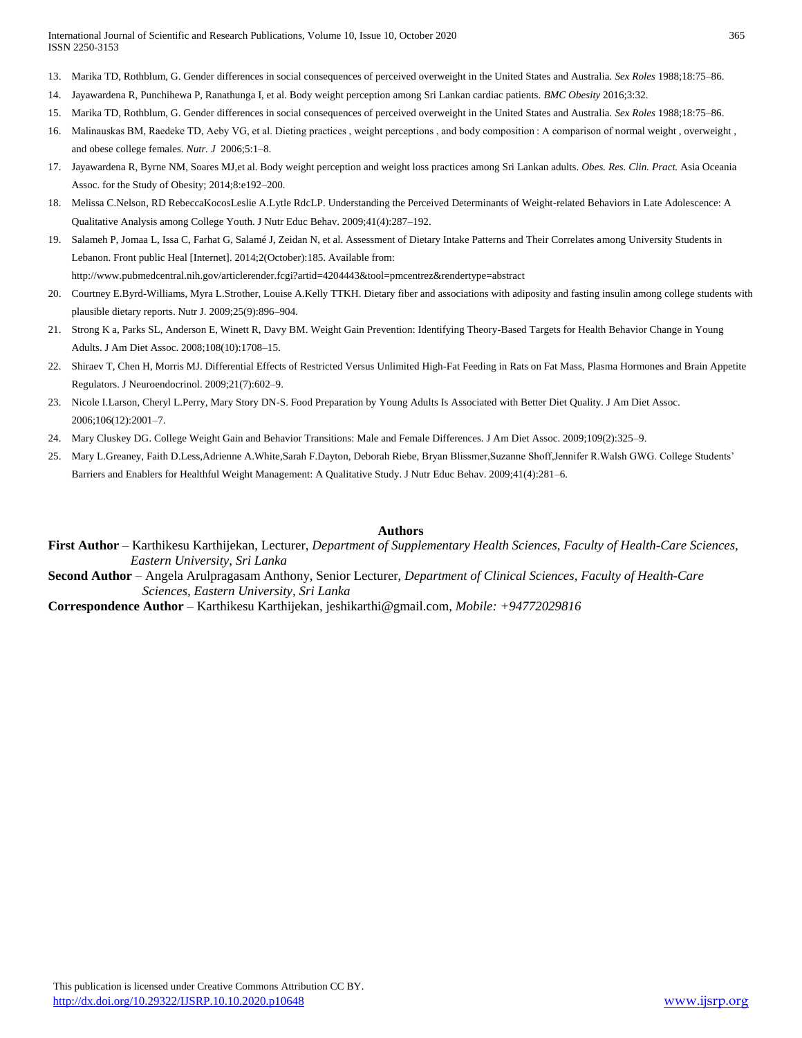13. Marika TD, Rothblum, G. Gender differences in social consequences of perceived overweight in the United States and Australia. *Sex Roles* 1988;18:75–86.
14. Jayawardena R, Punchihewa P, Ranathunga I, et al. Body weight perception among Sri Lankan cardiac patients. *BMC Obesity* 2016;3:32.
15. Marika TD, Rothblum, G. Gender differences in social consequences of perceived overweight in the United States and Australia. *Sex Roles* 1988;18:75–86.
16. Malinauskas BM, Raedeke TD, Aeby VG, et al. Dieting practices , weight perceptions , and body composition : A comparison of normal weight , overweight , and obese college females. *Nutr. J* 2006;5:1–8.
17. Jayawardena R, Byrne NM, Soares MJ,et al. Body weight perception and weight loss practices among Sri Lankan adults. *Obes. Res. Clin. Pract.* Asia Oceania Assoc. for the Study of Obesity; 2014;8:e192–200.
18. Melissa C.Nelson, RD RebeccaKocosLeslie A.Lytle RdcLP. Understanding the Perceived Determinants of Weight-related Behaviors in Late Adolescence: A Qualitative Analysis among College Youth. J Nutr Educ Behav. 2009;41(4):287–192.
19. Salameh P, Jomaa L, Issa C, Farhat G, Salamé J, Zeidan N, et al. Assessment of Dietary Intake Patterns and Their Correlates among University Students in Lebanon. Front public Heal [Internet]. 2014;2(October):185. Available from: http://www.pubmedcentral.nih.gov/articlerender.fcgi?artid=4204443&tool=pmcentrez&rendertype=abstract
20. Courtney E.Byrd-Williams, Myra L.Strother, Louise A.Kelly TTKH. Dietary fiber and associations with adiposity and fasting insulin among college students with plausible dietary reports. Nutr J. 2009;25(9):896–904.
21. Strong K a, Parks SL, Anderson E, Winett R, Davy BM. Weight Gain Prevention: Identifying Theory-Based Targets for Health Behavior Change in Young Adults. J Am Diet Assoc. 2008;108(10):1708–15.
22. Shiraev T, Chen H, Morris MJ. Differential Effects of Restricted Versus Unlimited High-Fat Feeding in Rats on Fat Mass, Plasma Hormones and Brain Appetite Regulators. J Neuroendocrinol. 2009;21(7):602–9.
23. Nicole I.Larson, Cheryl L.Perry, Mary Story DN-S. Food Preparation by Young Adults Is Associated with Better Diet Quality. J Am Diet Assoc. 2006;106(12):2001–7.
24. Mary Cluskey DG. College Weight Gain and Behavior Transitions: Male and Female Differences. J Am Diet Assoc. 2009;109(2):325–9.
25. Mary L.Greaney, Faith D.Less,Adrienne A.White,Sarah F.Dayton, Deborah Riebe, Bryan Blissmer,Suzanne Shoff,Jennifer R.Walsh GWG. College Students' Barriers and Enablers for Healthful Weight Management: A Qualitative Study. J Nutr Educ Behav. 2009;41(4):281–6.

## Authors

**First Author** – Karthikesu Karthijekan, Lecturer, *Department of Supplementary Health Sciences, Faculty of Health-Care Sciences, Eastern University, Sri Lanka*

**Second Author** – Angela Arulpragasam Anthony, Senior Lecturer, *Department of Clinical Sciences, Faculty of Health-Care Sciences, Eastern University, Sri Lanka*

**Correspondence Author** – Karthikesu Karthijekan, jeshikarthi@gmail.com, *Mobile: +94772029816*

This publication is licensed under Creative Commons Attribution CC BY.
http://dx.doi.org/10.29322/IJSRP.10.10.2020.p10648